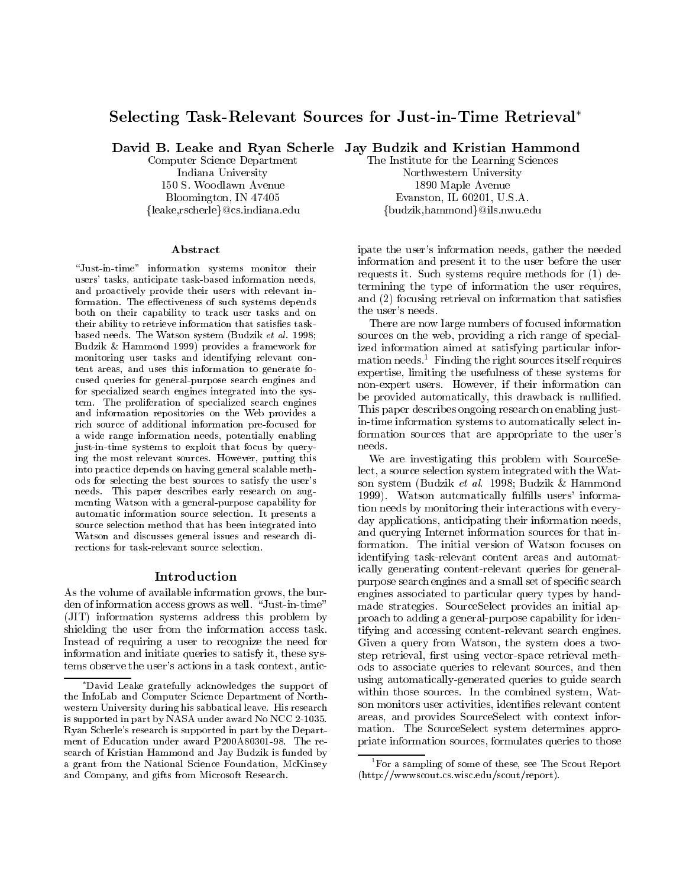# Selecting Task-Relevant Sources for Just-in-Time Retrieval[*]

**David B. Leake and Ryan Scherle**
Computer Science Department
Indiana University
150 S. Woodlawn Avenue
Bloomington, IN 47405
{leake,rscherle}@cs.indiana.edu

**Jay Budzik and Kristian Hammond**
The Institute for the Learning Sciences
Northwestern University
1890 Maple Avenue
Evanston, IL 60201, U.S.A.
{budzik,hammond}@ils.nwu.edu

## Abstract

"Just-in-time" information systems monitor their users' tasks, anticipate task-based information needs, and proactively provide their users with relevant information. The effectiveness of such systems depends both on their capability to track user tasks and on their ability to retrieve information that satisfies task-based needs. The Watson system (Budzik *et al.* 1998; Budzik & Hammond 1999) provides a framework for monitoring user tasks and identifying relevant content areas, and uses this information to generate focused queries for general-purpose search engines and for specialized search engines integrated into the system. The proliferation of specialized search engines and information repositories on the Web provides a rich source of additional information pre-focused for a wide range information needs, potentially enabling just-in-time systems to exploit that focus by querying the most relevant sources. However, putting this into practice depends on having general scalable methods for selecting the best sources to satisfy the user's needs. This paper describes early research on augmenting Watson with a general-purpose capability for automatic information source selection. It presents a source selection method that has been integrated into Watson and discusses general issues and research directions for task-relevant source selection.

## Introduction

As the volume of available information grows, the burden of information access grows as well. "Just-in-time" (JIT) information systems address this problem by shielding the user from the information access task. Instead of requiring a user to recognize the need for information and initiate queries to satisfy it, these systems observe the user's actions in a task context, anticipate the user's information needs, gather the needed information and present it to the user before the user requests it. Such systems require methods for (1) determining the type of information the user requires, and (2) focusing retrieval on information that satisfies the user's needs.

There are now large numbers of focused information sources on the web, providing a rich range of specialized information aimed at satisfying particular information needs.[1] Finding the right sources itself requires expertise, limiting the usefulness of these systems for non-expert users. However, if their information can be provided automatically, this drawback is nullified. This paper describes ongoing research on enabling just-in-time information systems to automatically select information sources that are appropriate to the user's needs.

We are investigating this problem with SourceSelect, a source selection system integrated with the Watson system (Budzik *et al.* 1998; Budzik & Hammond 1999). Watson automatically fulfills users' information needs by monitoring their interactions with everyday applications, anticipating their information needs, and querying Internet information sources for that information. The initial version of Watson focuses on identifying task-relevant content areas and automatically generating content-relevant queries for general-purpose search engines and a small set of specific search engines associated to particular query types by hand-made strategies. SourceSelect provides an initial approach to adding a general-purpose capability for identifying and accessing content-relevant search engines. Given a query from Watson, the system does a two-step retrieval, first using vector-space retrieval methods to associate queries to relevant sources, and then using automatically-generated queries to guide search within those sources. In the combined system, Watson monitors user activities, identifies relevant content areas, and provides SourceSelect with context information. The SourceSelect system determines appropriate information sources, formulates queries to those

---

[*]David Leake gratefully acknowledges the support of the InfoLab and Computer Science Department of Northwestern University during his sabbatical leave. His research is supported in part by NASA under award No NCC 2-1035. Ryan Scherle's research is supported in part by the Department of Education under award P200A80301-98. The research of Kristian Hammond and Jay Budzik is funded by a grant from the National Science Foundation, McKinsey and Company, and gifts from Microsoft Research.

[1]For a sampling of some of these, see The Scout Report (http://wwwscout.cs.wisc.edu/scout/report).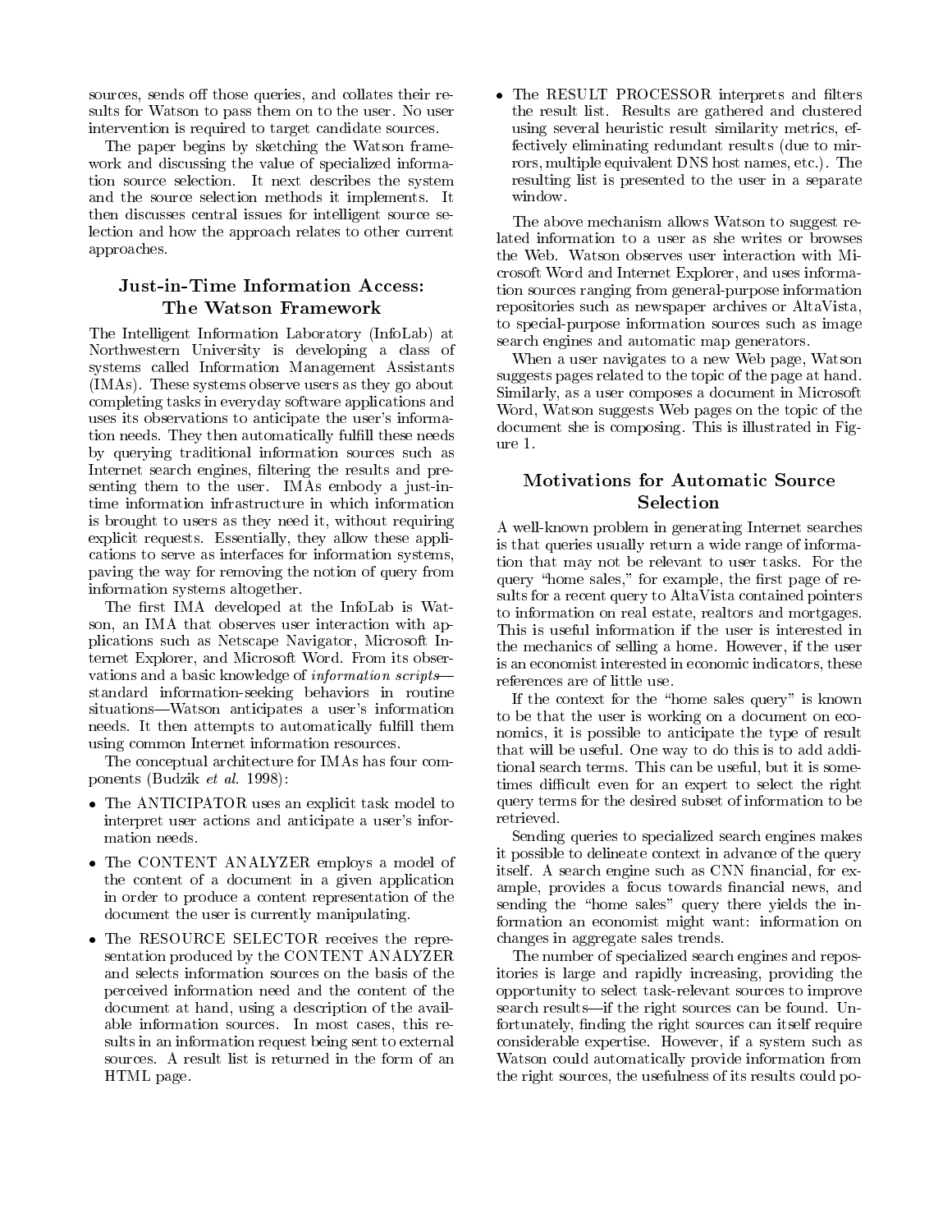sources, sends off those queries, and collates their results for Watson to pass them on to the user. No user intervention is required to target candidate sources.

The paper begins by sketching the Watson framework and discussing the value of specialized information source selection. It next describes the system and the source selection methods it implements. It then discusses central issues for intelligent source selection and how the approach relates to other current approaches.

## Just-in-Time Information Access: The Watson Framework

The Intelligent Information Laboratory (InfoLab) at Northwestern University is developing a class of systems called Information Management Assistants (IMAs). These systems observe users as they go about completing tasks in everyday software applications and uses its observations to anticipate the user's information needs. They then automatically fulfill these needs by querying traditional information sources such as Internet search engines, filtering the results and presenting them to the user. IMAs embody a just-in-time information infrastructure in which information is brought to users as they need it, without requiring explicit requests. Essentially, they allow these applications to serve as interfaces for information systems, paving the way for removing the notion of query from information systems altogether.

The first IMA developed at the InfoLab is Watson, an IMA that observes user interaction with applications such as Netscape Navigator, Microsoft Internet Explorer, and Microsoft Word. From its observations and a basic knowledge of *information scripts*—standard information-seeking behaviors in routine situations—Watson anticipates a user's information needs. It then attempts to automatically fulfill them using common Internet information resources.

The conceptual architecture for IMAs has four components (Budzik *et al.* 1998):

- The ANTICIPATOR uses an explicit task model to interpret user actions and anticipate a user's information needs.
- The CONTENT ANALYZER employs a model of the content of a document in a given application in order to produce a content representation of the document the user is currently manipulating.
- The RESOURCE SELECTOR receives the representation produced by the CONTENT ANALYZER and selects information sources on the basis of the perceived information need and the content of the document at hand, using a description of the available information sources. In most cases, this results in an information request being sent to external sources. A result list is returned in the form of an HTML page.
- The RESULT PROCESSOR interprets and filters the result list. Results are gathered and clustered using several heuristic result similarity metrics, effectively eliminating redundant results (due to mirrors, multiple equivalent DNS host names, etc.). The resulting list is presented to the user in a separate window.

The above mechanism allows Watson to suggest related information to a user as she writes or browses the Web. Watson observes user interaction with Microsoft Word and Internet Explorer, and uses information sources ranging from general-purpose information repositories such as newspaper archives or AltaVista, to special-purpose information sources such as image search engines and automatic map generators.

When a user navigates to a new Web page, Watson suggests pages related to the topic of the page at hand. Similarly, as a user composes a document in Microsoft Word, Watson suggests Web pages on the topic of the document she is composing. This is illustrated in Figure 1.

## Motivations for Automatic Source Selection

A well-known problem in generating Internet searches is that queries usually return a wide range of information that may not be relevant to user tasks. For the query "home sales," for example, the first page of results for a recent query to AltaVista contained pointers to information on real estate, realtors and mortgages. This is useful information if the user is interested in the mechanics of selling a home. However, if the user is an economist interested in economic indicators, these references are of little use.

If the context for the "home sales query" is known to be that the user is working on a document on economics, it is possible to anticipate the type of result that will be useful. One way to do this is to add additional search terms. This can be useful, but it is sometimes difficult even for an expert to select the right query terms for the desired subset of information to be retrieved.

Sending queries to specialized search engines makes it possible to delineate context in advance of the query itself. A search engine such as CNN financial, for example, provides a focus towards financial news, and sending the "home sales" query there yields the information an economist might want: information on changes in aggregate sales trends.

The number of specialized search engines and repositories is large and rapidly increasing, providing the opportunity to select task-relevant sources to improve search results—if the right sources can be found. Unfortunately, finding the right sources can itself require considerable expertise. However, if a system such as Watson could automatically provide information from the right sources, the usefulness of its results could po-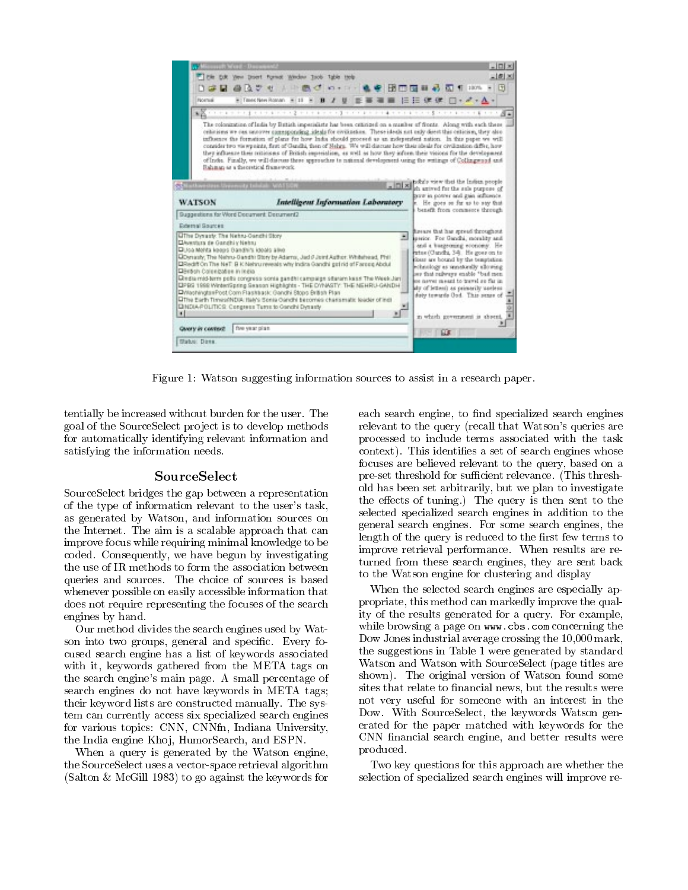Figure 1: Watson suggesting information sources to assist in a research paper.

tentially be increased without burden for the user. The goal of the SourceSelect project is to develop methods for automatically identifying relevant information and satisfying the information needs.

## SourceSelect

SourceSelect bridges the gap between a representation of the type of information relevant to the user's task, as generated by Watson, and information sources on the Internet. The aim is a scalable approach that can improve focus while requiring minimal knowledge to be coded. Consequently, we have begun by investigating the use of IR methods to form the association between queries and sources. The choice of sources is based whenever possible on easily accessible information that does not require representing the focuses of the search engines by hand.

Our method divides the search engines used by Watson into two groups, general and specific. Every focused search engine has a list of keywords associated with it, keywords gathered from the META tags on the search engine's main page. A small percentage of search engines do not have keywords in META tags; their keyword lists are constructed manually. The system can currently access six specialized search engines for various topics: CNN, CNNfn, Indiana University, the India engine Khoj, HumorSearch, and ESPN.

When a query is generated by the Watson engine, the SourceSelect uses a vector-space retrieval algorithm (Salton & McGill 1983) to go against the keywords for each search engine, to find specialized search engines relevant to the query (recall that Watson's queries are processed to include terms associated with the task context). This identifies a set of search engines whose focuses are believed relevant to the query, based on a pre-set threshold for sufficient relevance. (This threshold has been set arbitrarily, but we plan to investigate the effects of tuning.) The query is then sent to the selected specialized search engines in addition to the general search engines. For some search engines, the length of the query is reduced to the first few terms to improve retrieval performance. When results are returned from these search engines, they are sent back to the Watson engine for clustering and display

When the selected search engines are especially appropriate, this method can markedly improve the quality of the results generated for a query. For example, while browsing a page on `www.cbs.com` concerning the Dow Jones industrial average crossing the 10,000 mark, the suggestions in Table 1 were generated by standard Watson and Watson with SourceSelect (page titles are shown). The original version of Watson found some sites that relate to financial news, but the results were not very useful for someone with an interest in the Dow. With SourceSelect, the keywords Watson generated for the paper matched with keywords for the CNN financial search engine, and better results were produced.

Two key questions for this approach are whether the selection of specialized search engines will improve re-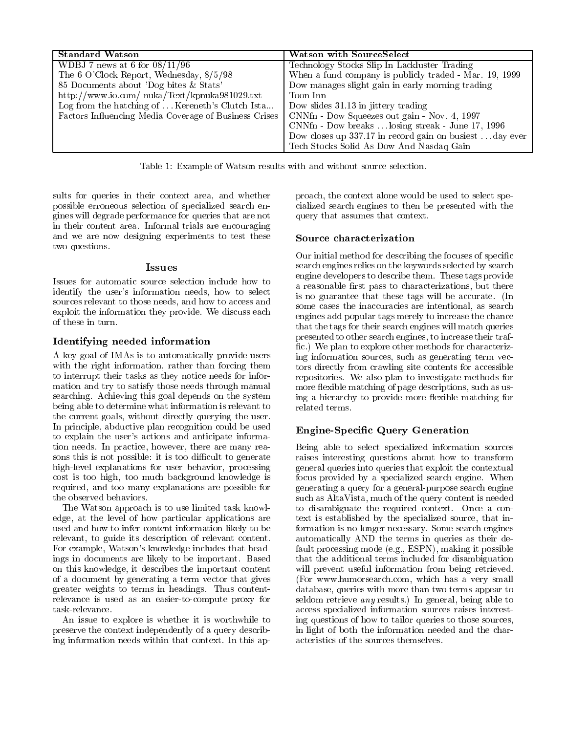| Standard Watson | Watson with SourceSelect |
|---|---|
| WDBJ 7 news at 6 for 08/11/96 | Technology Stocks Slip In Lackluster Trading |
| The 6 O'Clock Report, Wednesday, 8/5/98 | When a fund company is publicly traded - Mar. 19, 1999 |
| 85 Documents about 'Dog bites & Stats' | Dow manages slight gain in early morning trading |
| http://www.io.com/ nuka/Text/kpnuka981029.txt | Toon Inn |
| Log from the hatching of ... Kereneth's Clutch Ista... | Dow slides 31.13 in jittery trading |
| Factors Influencing Media Coverage of Business Crises | CNNfn - Dow Squeezes out gain - Nov. 4, 1997 |
| | CNNfn - Dow breaks ... losing streak - June 17, 1996 |
| | Dow closes up 337.17 in record gain on busiest ... day ever |
| | Tech Stocks Solid As Dow And Nasdaq Gain |

Table 1: Example of Watson results with and without source selection.

sults for queries in their context area, and whether possible erroneous selection of specialized search engines will degrade performance for queries that are not in their content area. Informal trials are encouraging and we are now designing experiments to test these two questions.

## Issues

Issues for automatic source selection include how to identify the user's information needs, how to select sources relevant to those needs, and how to access and exploit the information they provide. We discuss each of these in turn.

### Identifying needed information

A key goal of IMAs is to automatically provide users with the right information, rather than forcing them to interrupt their tasks as they notice needs for information and try to satisfy those needs through manual searching. Achieving this goal depends on the system being able to determine what information is relevant to the current goals, without directly querying the user. In principle, abductive plan recognition could be used to explain the user's actions and anticipate information needs. In practice, however, there are many reasons this is not possible: it is too difficult to generate high-level explanations for user behavior, processing cost is too high, too much background knowledge is required, and too many explanations are possible for the observed behaviors.

The Watson approach is to use limited task knowledge, at the level of how particular applications are used and how to infer content information likely to be relevant, to guide its description of relevant content. For example, Watson's knowledge includes that headings in documents are likely to be important. Based on this knowledge, it describes the important content of a document by generating a term vector that gives greater weights to terms in headings. Thus content-relevance is used as an easier-to-compute proxy for task-relevance.

An issue to explore is whether it is worthwhile to preserve the context independently of a query describing information needs within that context. In this approach, the context alone would be used to select specialized search engines to then be presented with the query that assumes that context.

### Source characterization

Our initial method for describing the focuses of specific search engines relies on the keywords selected by search engine developers to describe them. These tags provide a reasonable first pass to characterizations, but there is no guarantee that these tags will be accurate. (In some cases the inaccuracies are intentional, as search engines add popular tags merely to increase the chance that the tags for their search engines will match queries presented to other search engines, to increase their traffic.) We plan to explore other methods for characterizing information sources, such as generating term vectors directly from crawling site contents for accessible repositories. We also plan to investigate methods for more flexible matching of page descriptions, such as using a hierarchy to provide more flexible matching for related terms.

### Engine-Specific Query Generation

Being able to select specialized information sources raises interesting questions about how to transform general queries into queries that exploit the contextual focus provided by a specialized search engine. When generating a query for a general-purpose search engine such as AltaVista, much of the query content is needed to disambiguate the required context. Once a context is established by the specialized source, that information is no longer necessary. Some search engines automatically AND the terms in queries as their default processing mode (e.g., ESPN), making it possible that the additional terms included for disambiguation will prevent useful information from being retrieved. (For www.humorsearch.com, which has a very small database, queries with more than two terms appear to seldom retrieve *any* results.) In general, being able to access specialized information sources raises interesting questions of how to tailor queries to those sources, in light of both the information needed and the characteristics of the sources themselves.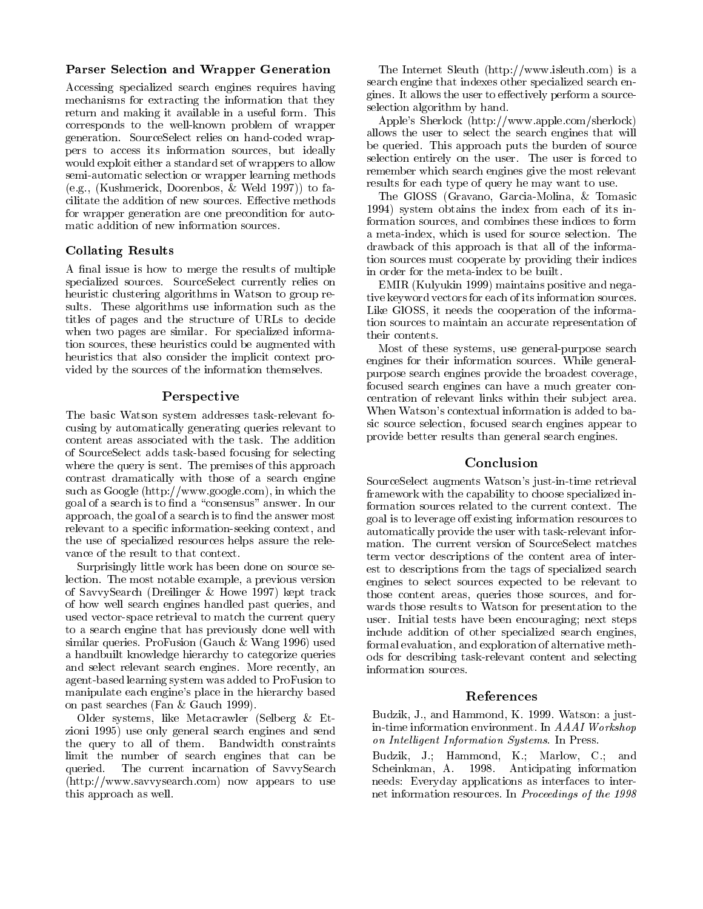### Parser Selection and Wrapper Generation

Accessing specialized search engines requires having mechanisms for extracting the information that they return and making it available in a useful form. This corresponds to the well-known problem of wrapper generation. SourceSelect relies on hand-coded wrappers to access its information sources, but ideally would exploit either a standard set of wrappers to allow semi-automatic selection or wrapper learning methods (e.g., (Kushmerick, Doorenbos, & Weld 1997)) to facilitate the addition of new sources. Effective methods for wrapper generation are one precondition for automatic addition of new information sources.

### Collating Results

A final issue is how to merge the results of multiple specialized sources. SourceSelect currently relies on heuristic clustering algorithms in Watson to group results. These algorithms use information such as the titles of pages and the structure of URLs to decide when two pages are similar. For specialized information sources, these heuristics could be augmented with heuristics that also consider the implicit context provided by the sources of the information themselves.

## Perspective

The basic Watson system addresses task-relevant focusing by automatically generating queries relevant to content areas associated with the task. The addition of SourceSelect adds task-based focusing for selecting where the query is sent. The premises of this approach contrast dramatically with those of a search engine such as Google (http://www.google.com), in which the goal of a search is to find a "consensus" answer. In our approach, the goal of a search is to find the answer most relevant to a specific information-seeking context, and the use of specialized resources helps assure the relevance of the result to that context.

Surprisingly little work has been done on source selection. The most notable example, a previous version of SavvySearch (Dreilinger & Howe 1997) kept track of how well search engines handled past queries, and used vector-space retrieval to match the current query to a search engine that has previously done well with similar queries. ProFusion (Gauch & Wang 1996) used a handbuilt knowledge hierarchy to categorize queries and select relevant search engines. More recently, an agent-based learning system was added to ProFusion to manipulate each engine's place in the hierarchy based on past searches (Fan & Gauch 1999).

Older systems, like Metacrawler (Selberg & Etzioni 1995) use only general search engines and send the query to all of them. Bandwidth constraints limit the number of search engines that can be queried. The current incarnation of SavvySearch (http://www.savvysearch.com) now appears to use this approach as well.

The Internet Sleuth (http://www.isleuth.com) is a search engine that indexes other specialized search engines. It allows the user to effectively perform a source-selection algorithm by hand.

Apple's Sherlock (http://www.apple.com/sherlock) allows the user to select the search engines that will be queried. This approach puts the burden of source selection entirely on the user. The user is forced to remember which search engines give the most relevant results for each type of query he may want to use.

The GlOSS (Gravano, Garcia-Molina, & Tomasic 1994) system obtains the index from each of its information sources, and combines these indices to form a meta-index, which is used for source selection. The drawback of this approach is that all of the information sources must cooperate by providing their indices in order for the meta-index to be built.

EMIR (Kulyukin 1999) maintains positive and negative keyword vectors for each of its information sources. Like GlOSS, it needs the cooperation of the information sources to maintain an accurate representation of their contents.

Most of these systems, use general-purpose search engines for their information sources. While general-purpose search engines provide the broadest coverage, focused search engines can have a much greater concentration of relevant links within their subject area. When Watson's contextual information is added to basic source selection, focused search engines appear to provide better results than general search engines.

## Conclusion

SourceSelect augments Watson's just-in-time retrieval framework with the capability to choose specialized information sources related to the current context. The goal is to leverage off existing information resources to automatically provide the user with task-relevant information. The current version of SourceSelect matches term vector descriptions of the content area of interest to descriptions from the tags of specialized search engines to select sources expected to be relevant to those content areas, queries those sources, and forwards those results to Watson for presentation to the user. Initial tests have been encouraging; next steps include addition of other specialized search engines, formal evaluation, and exploration of alternative methods for describing task-relevant content and selecting information sources.

## References

Budzik, J., and Hammond, K. 1999. Watson: a just-in-time information environment. In *AAAI Workshop on Intelligent Information Systems*. In Press.

Budzik, J.; Hammond, K.; Marlow, C.; and Scheinkman, A. 1998. Anticipating information needs: Everyday applications as interfaces to internet information resources. In *Proceedings of the 1998*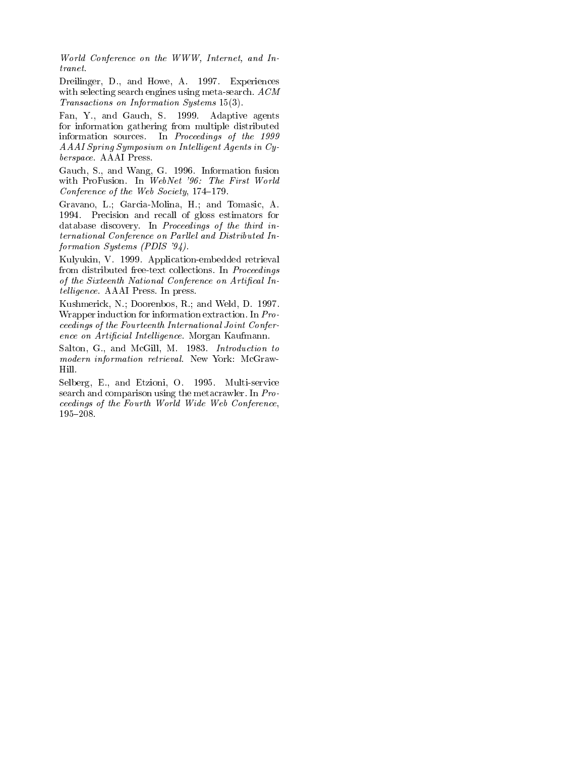*World Conference on the WWW, Internet, and Intranet*.

Dreilinger, D., and Howe, A. 1997. Experiences with selecting search engines using meta-search. *ACM Transactions on Information Systems* 15(3).

Fan, Y., and Gauch, S. 1999. Adaptive agents for information gathering from multiple distributed information sources. In *Proceedings of the 1999 AAAI Spring Symposium on Intelligent Agents in Cyberspace*. AAAI Press.

Gauch, S., and Wang, G. 1996. Information fusion with ProFusion. In *WebNet '96: The First World Conference of the Web Society*, 174–179.

Gravano, L.; Garcia-Molina, H.; and Tomasic, A. 1994. Precision and recall of gloss estimators for database discovery. In *Proceedings of the third international Conference on Parllel and Distributed Information Systems (PDIS '94)*.

Kulyukin, V. 1999. Application-embedded retrieval from distributed free-text collections. In *Proceedings of the Sixteenth National Conference on Artifical Intelligence*. AAAI Press. In press.

Kushmerick, N.; Doorenbos, R.; and Weld, D. 1997. Wrapper induction for information extraction. In *Proceedings of the Fourteenth International Joint Conference on Artificial Intelligence*. Morgan Kaufmann.

Salton, G., and McGill, M. 1983. *Introduction to modern information retrieval*. New York: McGraw-Hill.

Selberg, E., and Etzioni, O. 1995. Multi-service search and comparison using the metacrawler. In *Proceedings of the Fourth World Wide Web Conference*, 195–208.